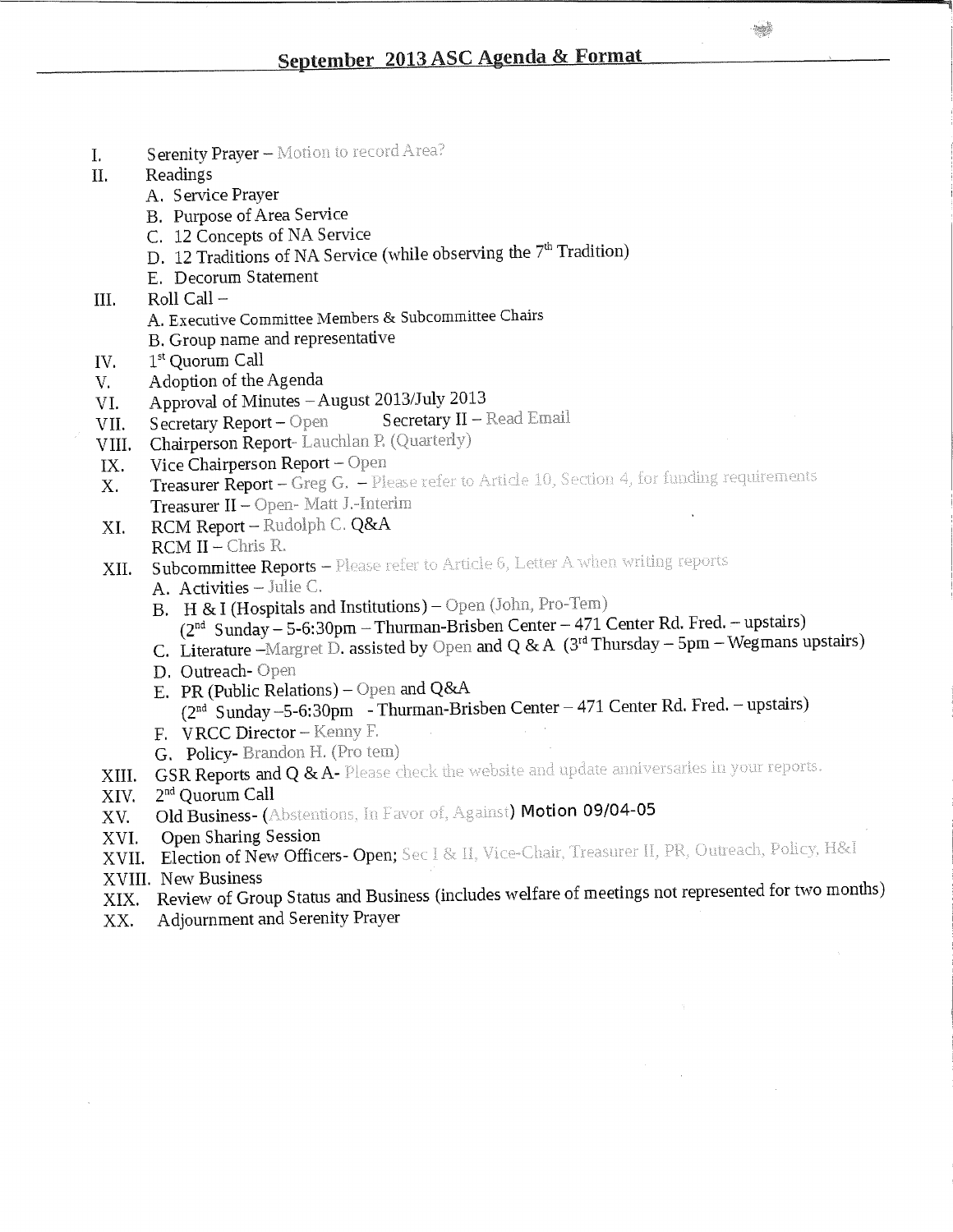# September 2013 ASC Agenda & Format

I. Serenity Prayer – Motion to record Area?

II. Readings
   - A. Service Prayer
   - B. Purpose of Area Service
   - C. 12 Concepts of NA Service
   - D. 12 Traditions of NA Service (while observing the 7th Tradition)
   - E. Decorum Statement

III. Roll Call –
   - A. Executive Committee Members & Subcommittee Chairs
   - B. Group name and representative

IV. 1st Quorum Call

V. Adoption of the Agenda

VI. Approval of Minutes – August 2013/July 2013

VII. Secretary Report – Open    Secretary II – Read Email

VIII. Chairperson Report- Lauchlan P. (Quarterly)

IX. Vice Chairperson Report – Open

X. Treasurer Report – Greg G. – Please refer to Article 10, Section 4, for funding requirements
   Treasurer II – Open- Matt J.-Interim

XI. RCM Report – Rudolph C. Q&A
   RCM II – Chris R.

XII. Subcommittee Reports – Please refer to Article 6, Letter A when writing reports
   - A. Activities – Julie C.
   - B. H & I (Hospitals and Institutions) – Open (John, Pro-Tem)
     (2nd Sunday – 5-6:30pm – Thurman-Brisben Center – 471 Center Rd. Fred. – upstairs)
   - C. Literature –Margret D. assisted by Open and Q & A (3rd Thursday – 5pm – Wegmans upstairs)
   - D. Outreach- Open
   - E. PR (Public Relations) – Open and Q&A
     (2nd Sunday –5-6:30pm - Thurman-Brisben Center – 471 Center Rd. Fred. – upstairs)
   - F. VRCC Director – Kenny F.
   - G. Policy- Brandon H. (Pro tem)

XIII. GSR Reports and Q & A- Please check the website and update anniversaries in your reports.

XIV. 2nd Quorum Call

XV. Old Business- (Abstentions, In Favor of, Against) **Motion 09/04-05**

XVI. Open Sharing Session

XVII. Election of New Officers- Open; Sec I & II, Vice-Chair, Treasurer II, PR, Outreach, Policy, H&I

XVIII. New Business

XIX. Review of Group Status and Business (includes welfare of meetings not represented for two months)

XX. Adjournment and Serenity Prayer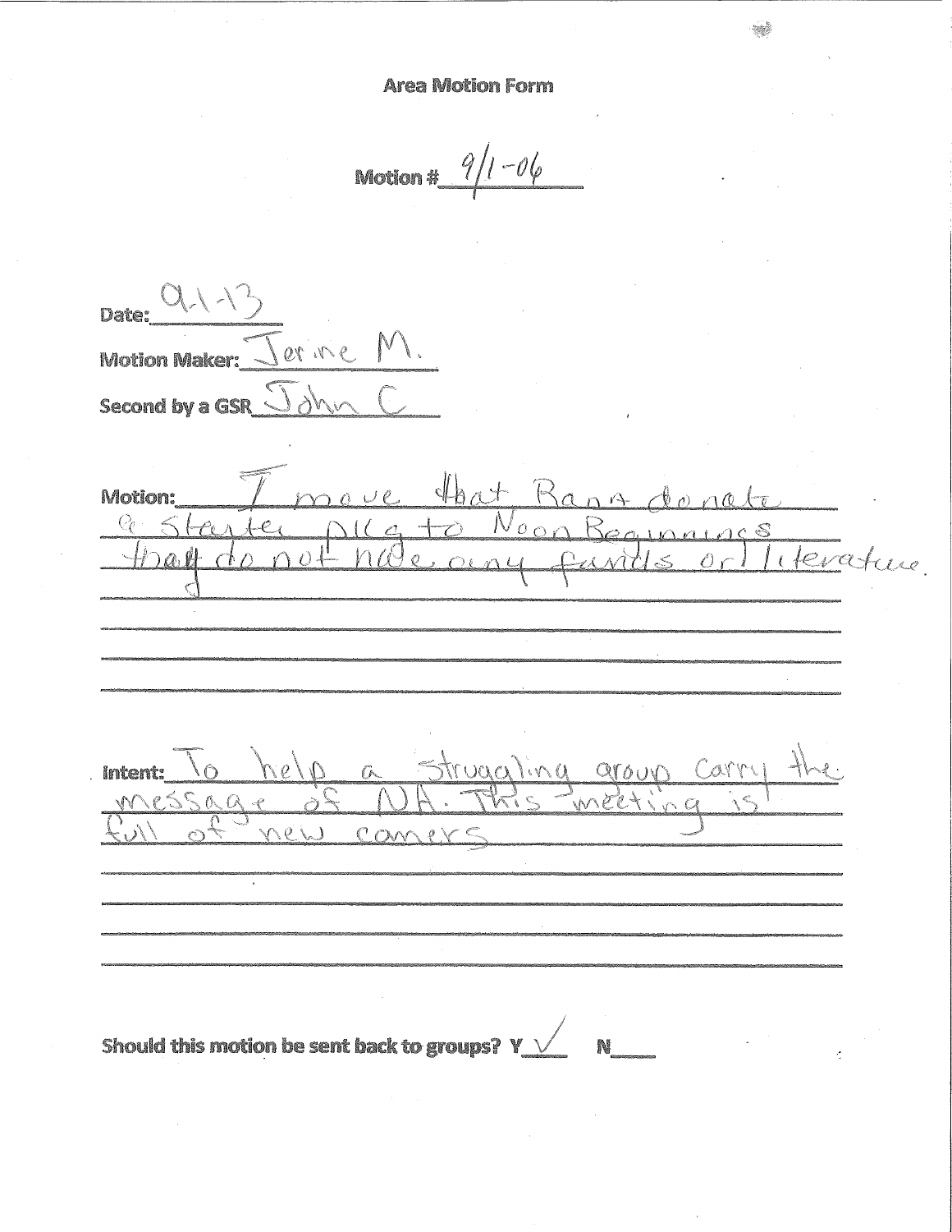# Area Motion Form

**Motion #** 9/1-06

**Date:** 9-1-13

**Motion Maker:** Jerine M.

**Second by a GSR** John C

**Motion:** I move that Rann donate a starter pkg to Noon Beginnings that do not need any funds or literature.

**Intent:** To help a struggling group carry the message of NA. This meeting is full of new comers

**Should this motion be sent back to groups?** Y ✓ N___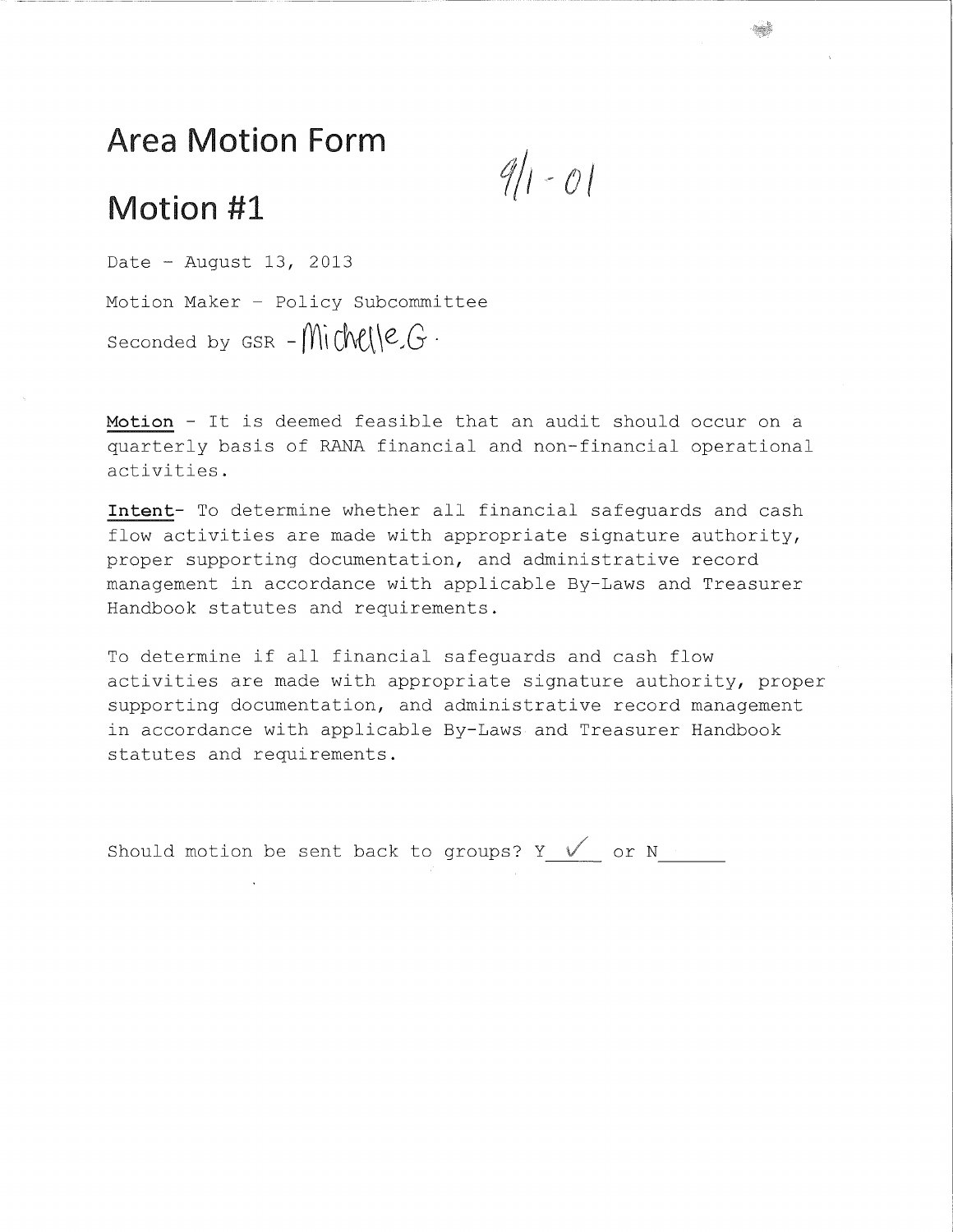# Area Motion Form

# Motion #1

9/1 - 01

Date - August 13, 2013

Motion Maker - Policy Subcommittee

Seconded by GSR - Michelle G.

**Motion** - It is deemed feasible that an audit should occur on a quarterly basis of RANA financial and non-financial operational activities.

**Intent**- To determine whether all financial safeguards and cash flow activities are made with appropriate signature authority, proper supporting documentation, and administrative record management in accordance with applicable By-Laws and Treasurer Handbook statutes and requirements.

To determine if all financial safeguards and cash flow activities are made with appropriate signature authority, proper supporting documentation, and administrative record management in accordance with applicable By-Laws and Treasurer Handbook statutes and requirements.

Should motion be sent back to groups? Y ✓ or N ______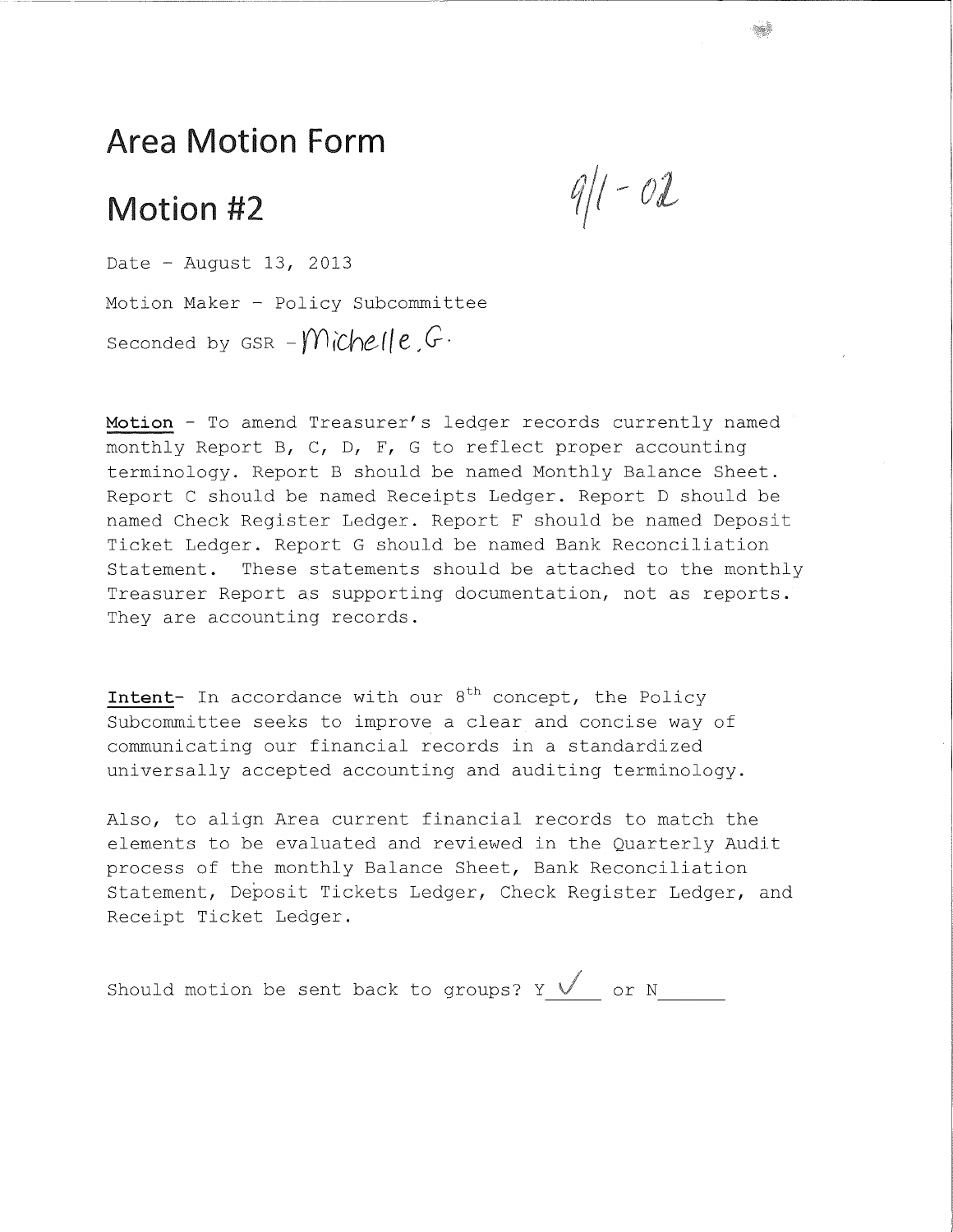# Area Motion Form

## Motion #2

9/1 - 02

Date - August 13, 2013

Motion Maker - Policy Subcommittee

Seconded by GSR - Michelle G.

**Motion** - To amend Treasurer's ledger records currently named monthly Report B, C, D, F, G to reflect proper accounting terminology. Report B should be named Monthly Balance Sheet. Report C should be named Receipts Ledger. Report D should be named Check Register Ledger. Report F should be named Deposit Ticket Ledger. Report G should be named Bank Reconciliation Statement. These statements should be attached to the monthly Treasurer Report as supporting documentation, not as reports. They are accounting records.

**Intent**- In accordance with our 8th concept, the Policy Subcommittee seeks to improve a clear and concise way of communicating our financial records in a standardized universally accepted accounting and auditing terminology.

Also, to align Area current financial records to match the elements to be evaluated and reviewed in the Quarterly Audit process of the monthly Balance Sheet, Bank Reconciliation Statement, Deposit Tickets Ledger, Check Register Ledger, and Receipt Ticket Ledger.

Should motion be sent back to groups? Y ✓ or N ______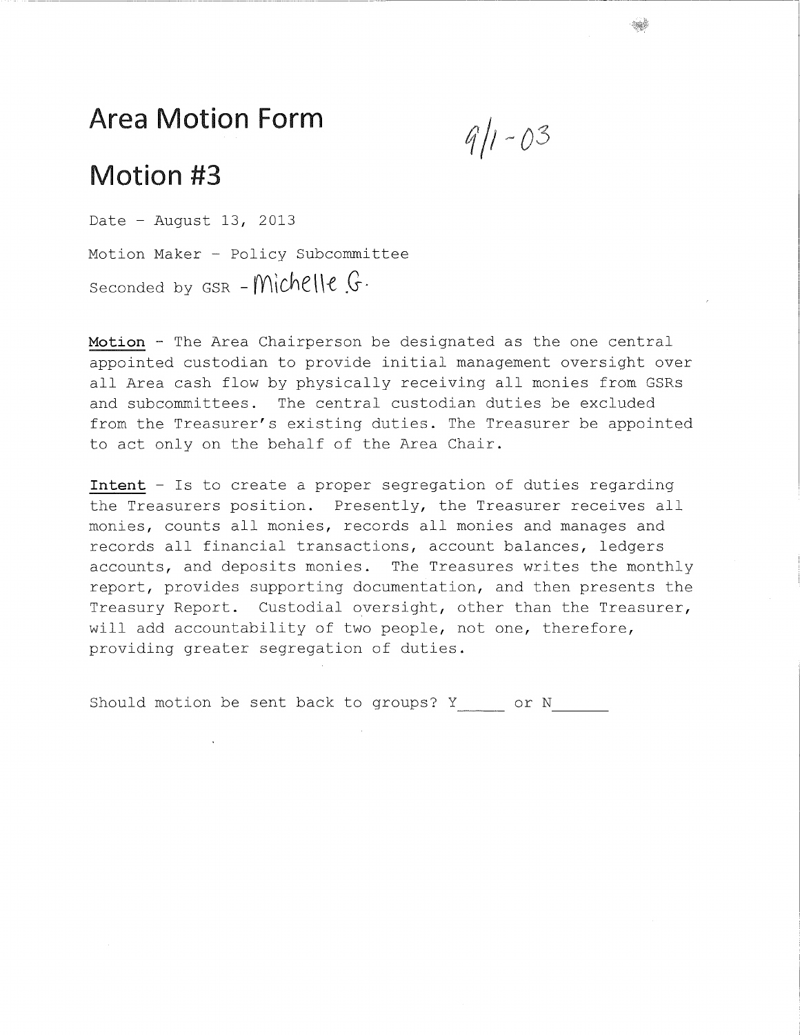# Area Motion Form

9/1-03

# Motion #3

Date - August 13, 2013

Motion Maker - Policy Subcommittee

Seconded by GSR - Michelle G.

**Motion** - The Area Chairperson be designated as the one central appointed custodian to provide initial management oversight over all Area cash flow by physically receiving all monies from GSRs and subcommittees. The central custodian duties be excluded from the Treasurer's existing duties. The Treasurer be appointed to act only on the behalf of the Area Chair.

**Intent** - Is to create a proper segregation of duties regarding the Treasurers position. Presently, the Treasurer receives all monies, counts all monies, records all monies and manages and records all financial transactions, account balances, ledgers accounts, and deposits monies. The Treasures writes the monthly report, provides supporting documentation, and then presents the Treasury Report. Custodial oversight, other than the Treasurer, will add accountability of two people, not one, therefore, providing greater segregation of duties.

Should motion be sent back to groups? Y_____ or N______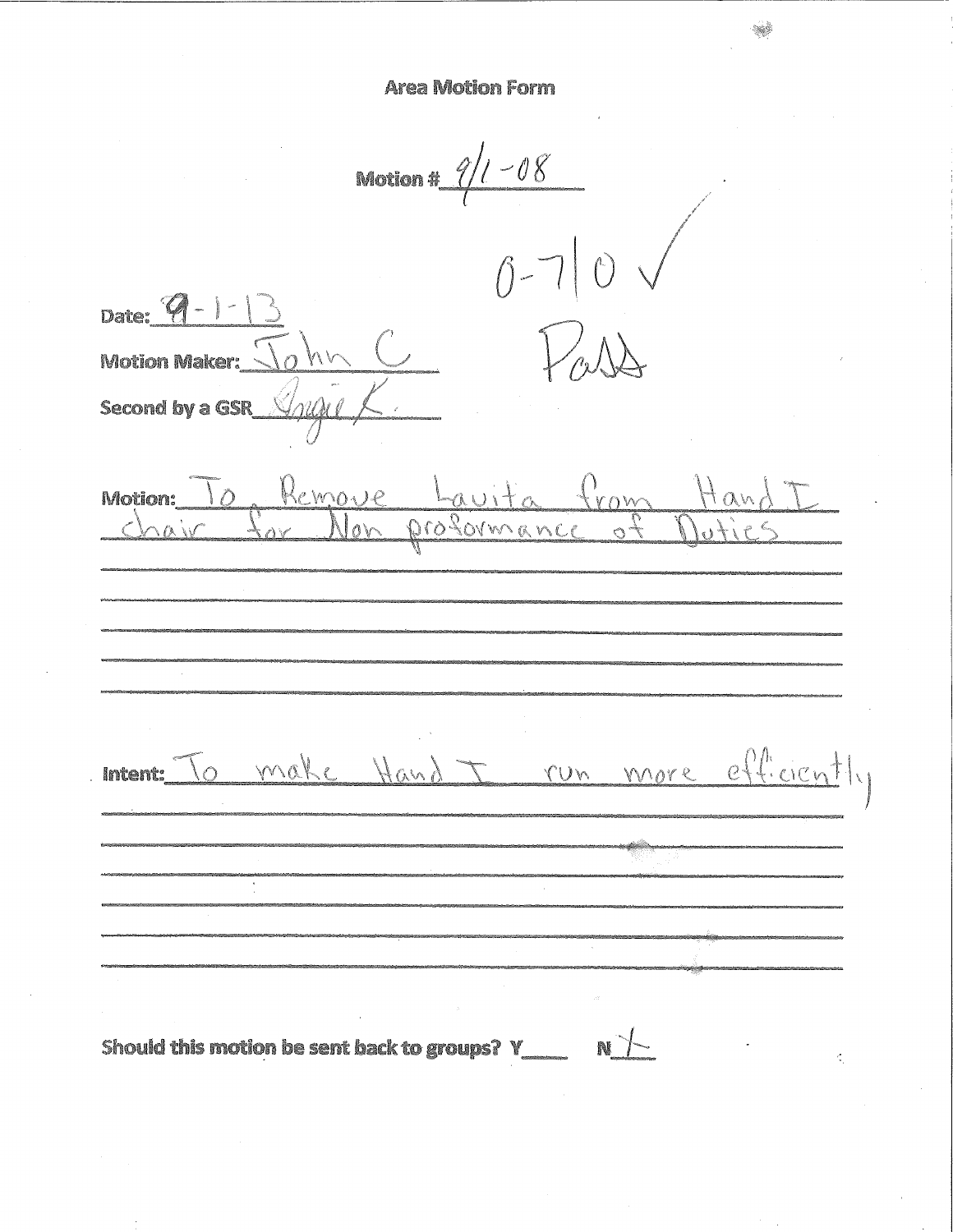# Area Motion Form

Motion # 9/1-08

0-7|0 ✓

Pass

Date: 9-1-13

Motion Maker: John C

Second by a GSR Angie K.

Motion: To Remove Lavita from Hand I chair for Non proformance of Duties

Intent: To make Hand I run more efficiently

Should this motion be sent back to groups? Y____ N X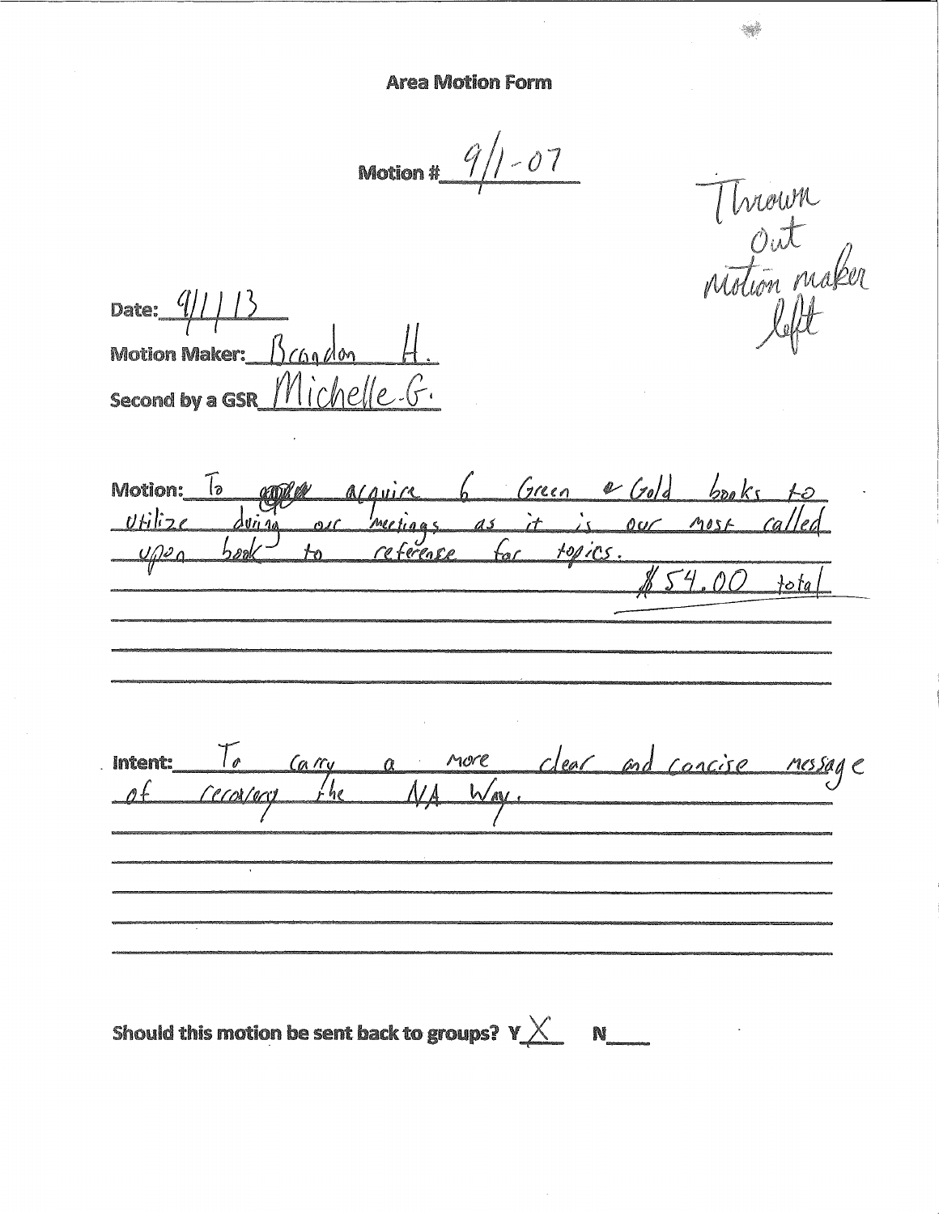# Area Motion Form

**Motion #** 9/1-07

Thrown out motion maker left

**Date:** 9/1/13

**Motion Maker:** Brandon H.

**Second by a GSR** Michelle G.

**Motion:** To ~~acquire~~ acquire 6 Green & Gold books to utilize during our meetings as it is our most called upon book to reference for topics.

$54.00 total

**Intent:** To carry a more clear and concise message of recovery the NA Way.

**Should this motion be sent back to groups?** Y X N ___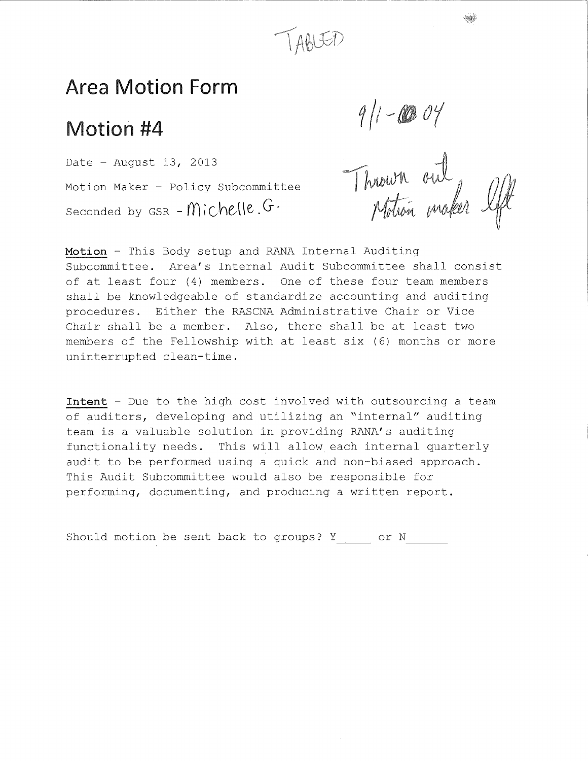TABLED

# Area Motion Form

## Motion #4

9/1-04

Date - August 13, 2013

Motion Maker - Policy Subcommittee

Seconded by GSR - Michelle.G.

Thrown out
Motion maker left

**Motion** - This Body setup and RANA Internal Auditing Subcommittee. Area's Internal Audit Subcommittee shall consist of at least four (4) members. One of these four team members shall be knowledgeable of standardize accounting and auditing procedures. Either the RASCNA Administrative Chair or Vice Chair shall be a member. Also, there shall be at least two members of the Fellowship with at least six (6) months or more uninterrupted clean-time.

**Intent** - Due to the high cost involved with outsourcing a team of auditors, developing and utilizing an "internal" auditing team is a valuable solution in providing RANA's auditing functionality needs. This will allow each internal quarterly audit to be performed using a quick and non-biased approach. This Audit Subcommittee would also be responsible for performing, documenting, and producing a written report.

Should motion be sent back to groups? Y_____ or N______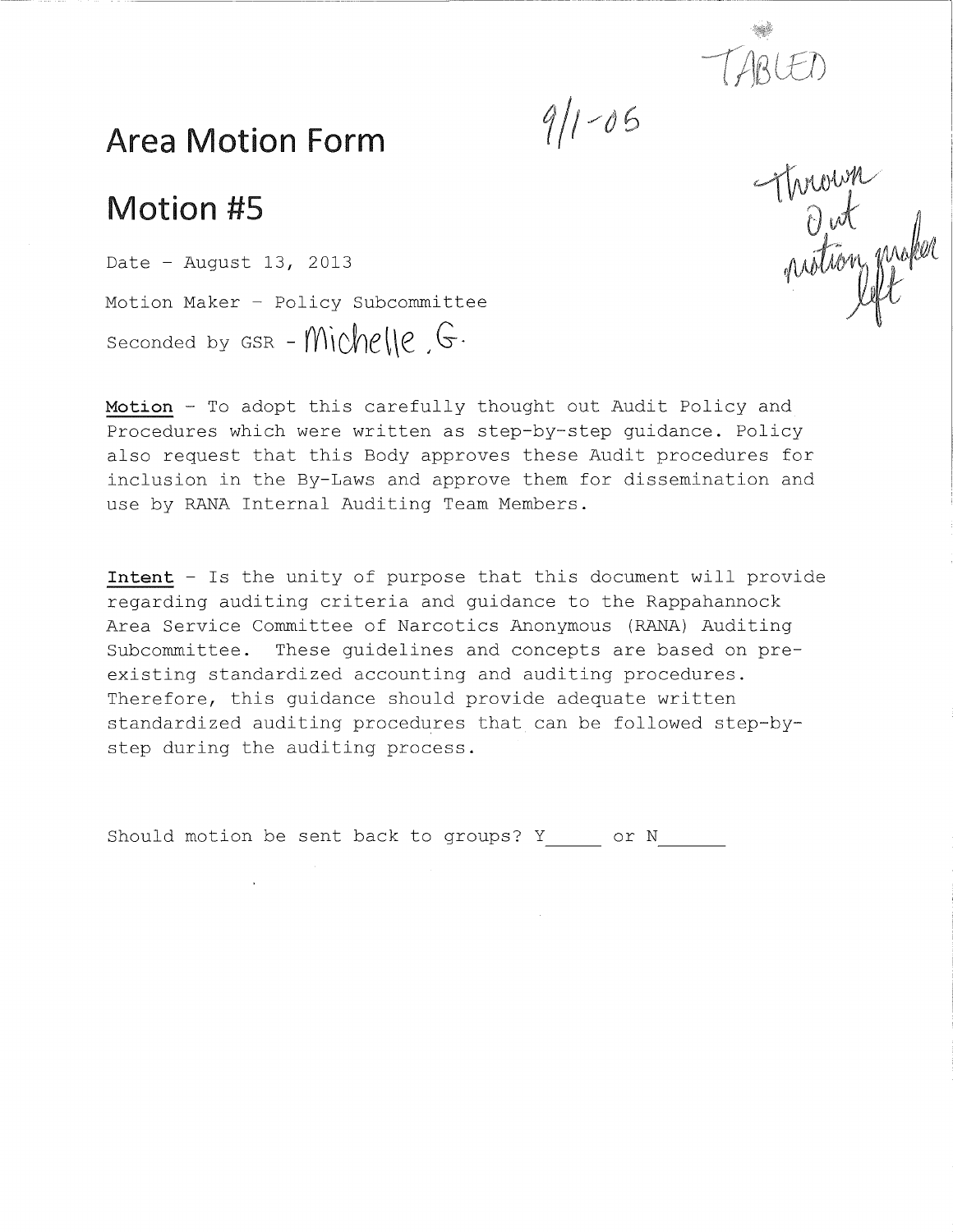TABLED

9/1-05

Thrown Out motion maker left

# Area Motion Form

# Motion #5

Date - August 13, 2013

Motion Maker - Policy Subcommittee

Seconded by GSR - Michelle .G.

**Motion** - To adopt this carefully thought out Audit Policy and Procedures which were written as step-by-step guidance. Policy also request that this Body approves these Audit procedures for inclusion in the By-Laws and approve them for dissemination and use by RANA Internal Auditing Team Members.

**Intent** - Is the unity of purpose that this document will provide regarding auditing criteria and guidance to the Rappahannock Area Service Committee of Narcotics Anonymous (RANA) Auditing Subcommittee. These guidelines and concepts are based on pre-existing standardized accounting and auditing procedures. Therefore, this guidance should provide adequate written standardized auditing procedures that can be followed step-by-step during the auditing process.

Should motion be sent back to groups? Y_____ or N______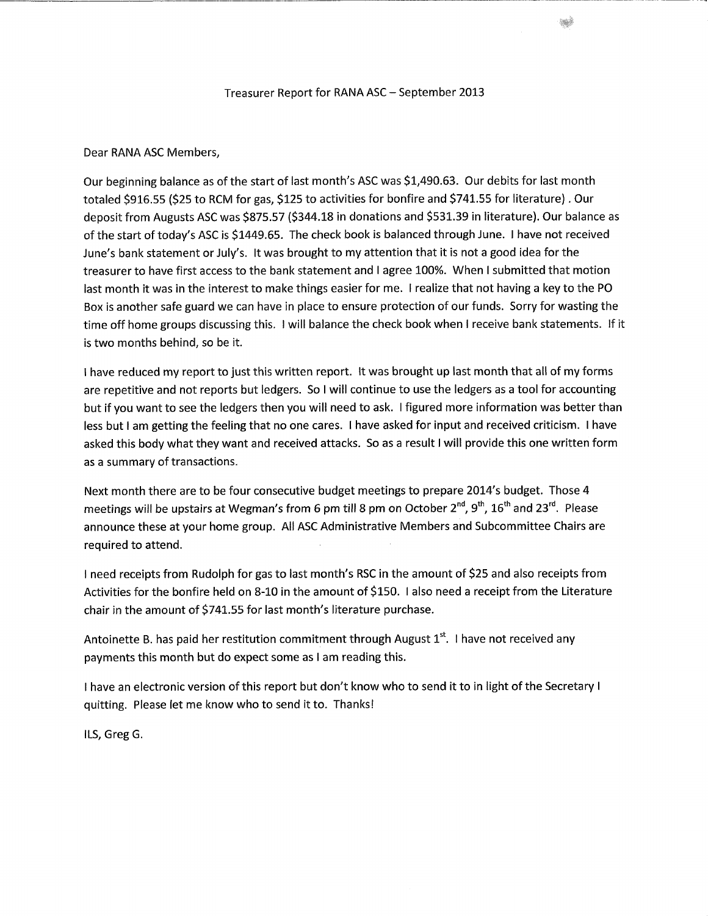Treasurer Report for RANA ASC – September 2013

Dear RANA ASC Members,

Our beginning balance as of the start of last month's ASC was $1,490.63. Our debits for last month totaled $916.55 ($25 to RCM for gas, $125 to activities for bonfire and $741.55 for literature) . Our deposit from Augusts ASC was $875.57 ($344.18 in donations and $531.39 in literature). Our balance as of the start of today's ASC is $1449.65. The check book is balanced through June. I have not received June's bank statement or July's. It was brought to my attention that it is not a good idea for the treasurer to have first access to the bank statement and I agree 100%. When I submitted that motion last month it was in the interest to make things easier for me. I realize that not having a key to the PO Box is another safe guard we can have in place to ensure protection of our funds. Sorry for wasting the time off home groups discussing this. I will balance the check book when I receive bank statements. If it is two months behind, so be it.

I have reduced my report to just this written report. It was brought up last month that all of my forms are repetitive and not reports but ledgers. So I will continue to use the ledgers as a tool for accounting but if you want to see the ledgers then you will need to ask. I figured more information was better than less but I am getting the feeling that no one cares. I have asked for input and received criticism. I have asked this body what they want and received attacks. So as a result I will provide this one written form as a summary of transactions.

Next month there are to be four consecutive budget meetings to prepare 2014's budget. Those 4 meetings will be upstairs at Wegman's from 6 pm till 8 pm on October 2nd, 9th, 16th and 23rd. Please announce these at your home group. All ASC Administrative Members and Subcommittee Chairs are required to attend.

I need receipts from Rudolph for gas to last month's RSC in the amount of $25 and also receipts from Activities for the bonfire held on 8-10 in the amount of $150. I also need a receipt from the Literature chair in the amount of $741.55 for last month's literature purchase.

Antoinette B. has paid her restitution commitment through August 1st. I have not received any payments this month but do expect some as I am reading this.

I have an electronic version of this report but don't know who to send it to in light of the Secretary I quitting. Please let me know who to send it to. Thanks!

ILS, Greg G.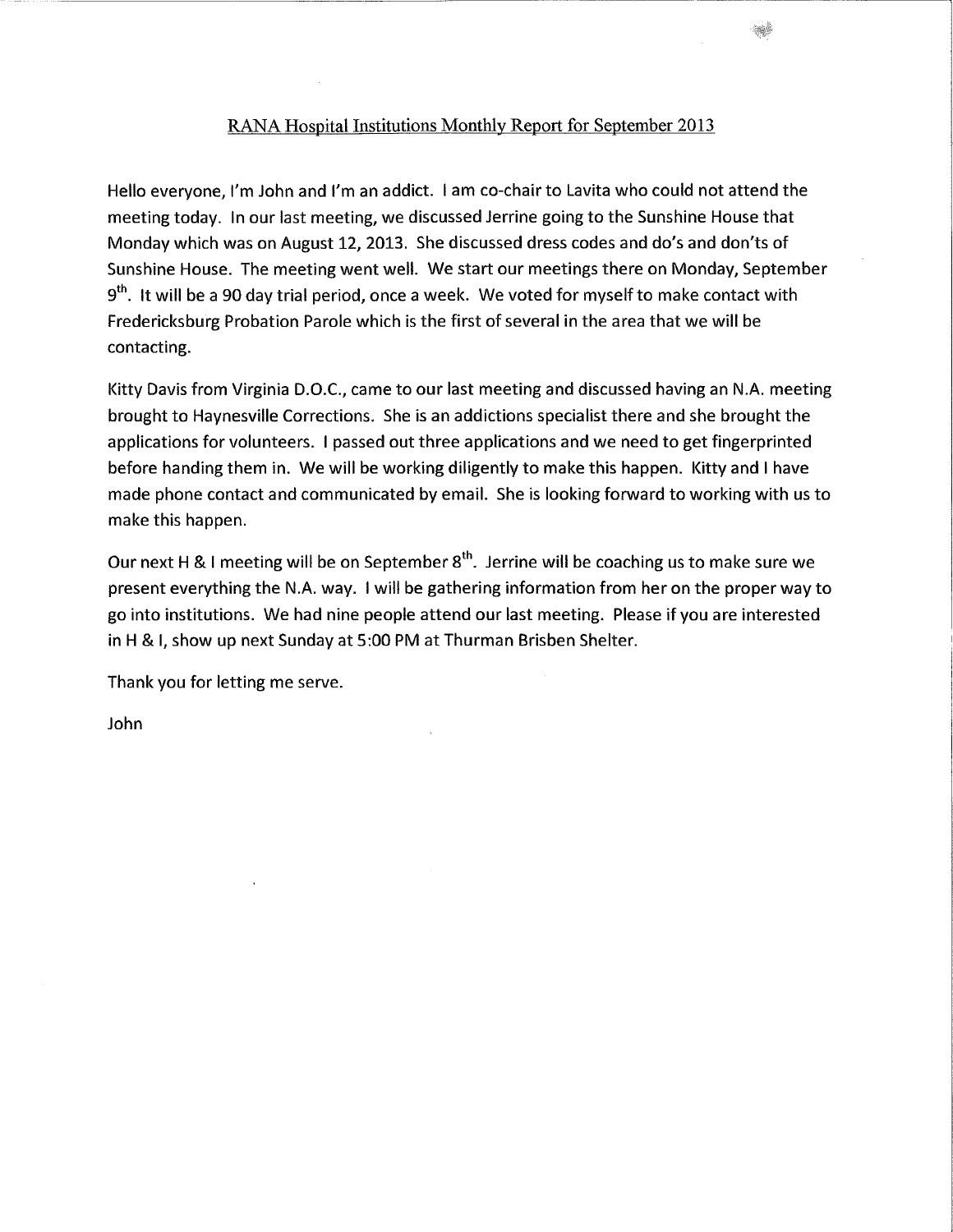## RANA Hospital Institutions Monthly Report for September 2013

Hello everyone, I'm John and I'm an addict. I am co-chair to Lavita who could not attend the meeting today. In our last meeting, we discussed Jerrine going to the Sunshine House that Monday which was on August 12, 2013. She discussed dress codes and do's and don'ts of Sunshine House. The meeting went well. We start our meetings there on Monday, September 9th. It will be a 90 day trial period, once a week. We voted for myself to make contact with Fredericksburg Probation Parole which is the first of several in the area that we will be contacting.

Kitty Davis from Virginia D.O.C., came to our last meeting and discussed having an N.A. meeting brought to Haynesville Corrections. She is an addictions specialist there and she brought the applications for volunteers. I passed out three applications and we need to get fingerprinted before handing them in. We will be working diligently to make this happen. Kitty and I have made phone contact and communicated by email. She is looking forward to working with us to make this happen.

Our next H & I meeting will be on September 8th. Jerrine will be coaching us to make sure we present everything the N.A. way. I will be gathering information from her on the proper way to go into institutions. We had nine people attend our last meeting. Please if you are interested in H & I, show up next Sunday at 5:00 PM at Thurman Brisben Shelter.

Thank you for letting me serve.

John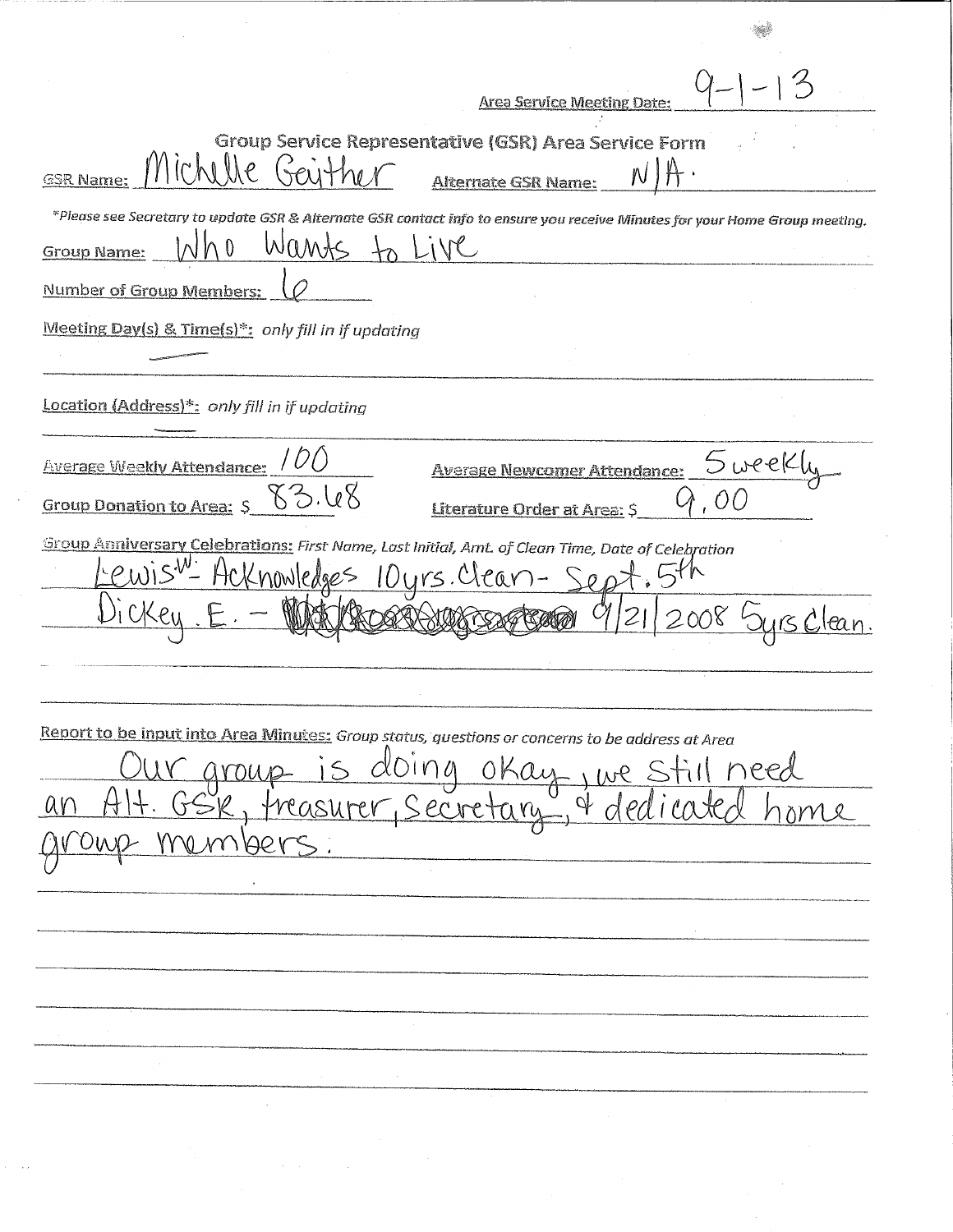Area Service Meeting Date: 9-1-13

## Group Service Representative (GSR) Area Service Form

**GSR Name:** Michelle Geither **Alternate GSR Name:** N/A.

*\*Please see Secretary to update GSR & Alternate GSR contact info to ensure you receive Minutes for your Home Group meeting.*

**Group Name:** Who Wants to Live

**Number of Group Members:** 6

**Meeting Day(s) & Time(s)\*:** *only fill in if updating*

—

**Location (Address)\*:** *only fill in if updating*

—

**Average Weekly Attendance:** 100 **Average Newcomer Attendance:** 5 weekly

**Group Donation to Area:** $ 83.68 **Literature Order at Area:** $ 9.00

**Group Anniversary Celebrations:** *First Name, Last Initial, Amt. of Clean Time, Date of Celebration*

Lewis W. - Acknowledges 10yrs. Clean - Sept. 5th

Dickey. E. - ~~[scribbled out]~~ 9/21/2008 5yrs Clean.

**Report to be input into Area Minutes:** *Group status, questions or concerns to be address at Area*

Our group is doing okay, we still need an Alt. GSR, treasurer, Secretary, & dedicated home group members.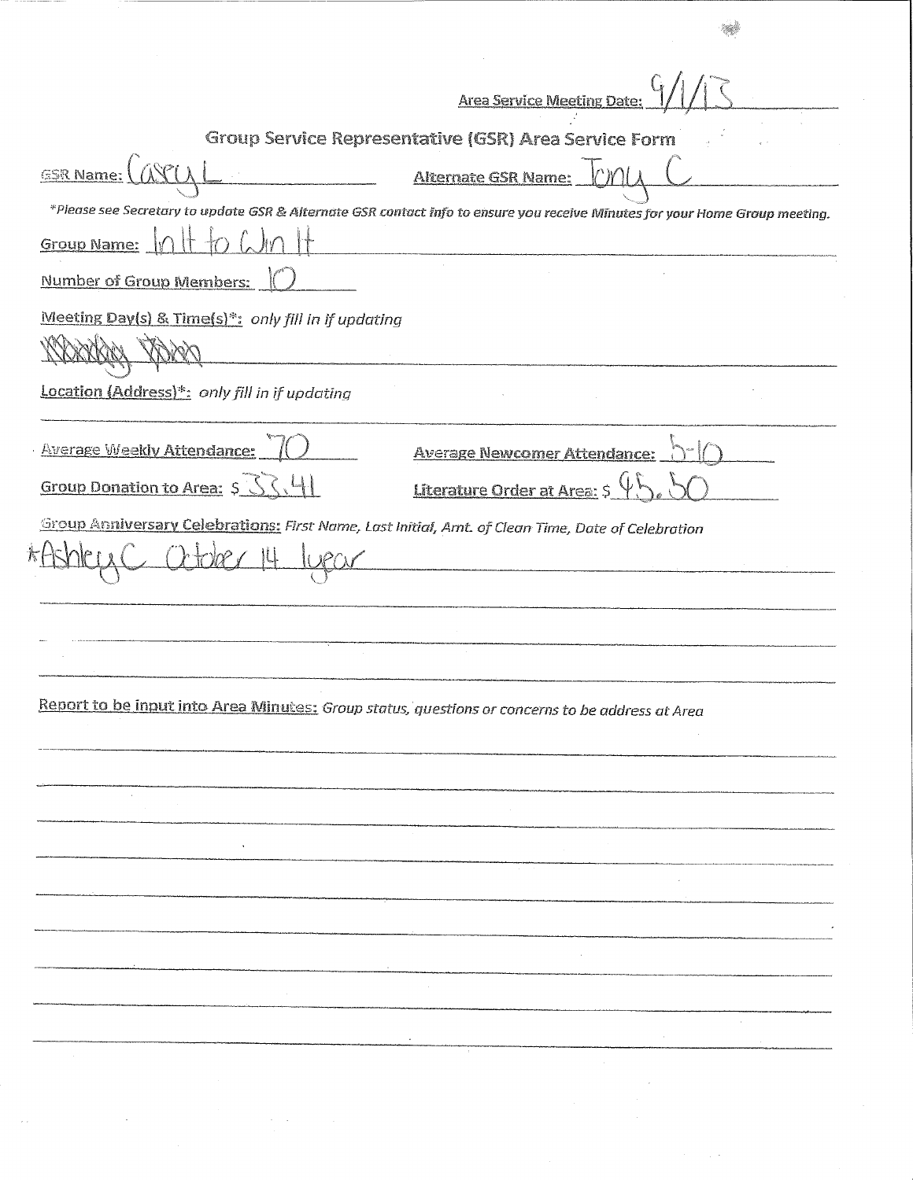Area Service Meeting Date: 9/1/13

## Group Service Representative (GSR) Area Service Form

GSR Name: Casey L

Alternate GSR Name: Tony C

*Please see Secretary to update GSR & Alternate GSR contact info to ensure you receive Minutes for your Home Group meeting.*

Group Name: In It to Win It

Number of Group Members: 10

Meeting Day(s) & Time(s)*: *only fill in if updating*

~~Monday 7pm~~

Location (Address)*: *only fill in if updating*

Average Weekly Attendance: 70

Average Newcomer Attendance: 5-10

Group Donation to Area: $ 33.41

Literature Order at Area: $ 45.50

Group Anniversary Celebrations: *First Name, Last Initial, Amt. of Clean Time, Date of Celebration*

*Ashley C October 14 1year

Report to be input into Area Minutes: *Group status, questions or concerns to be address at Area*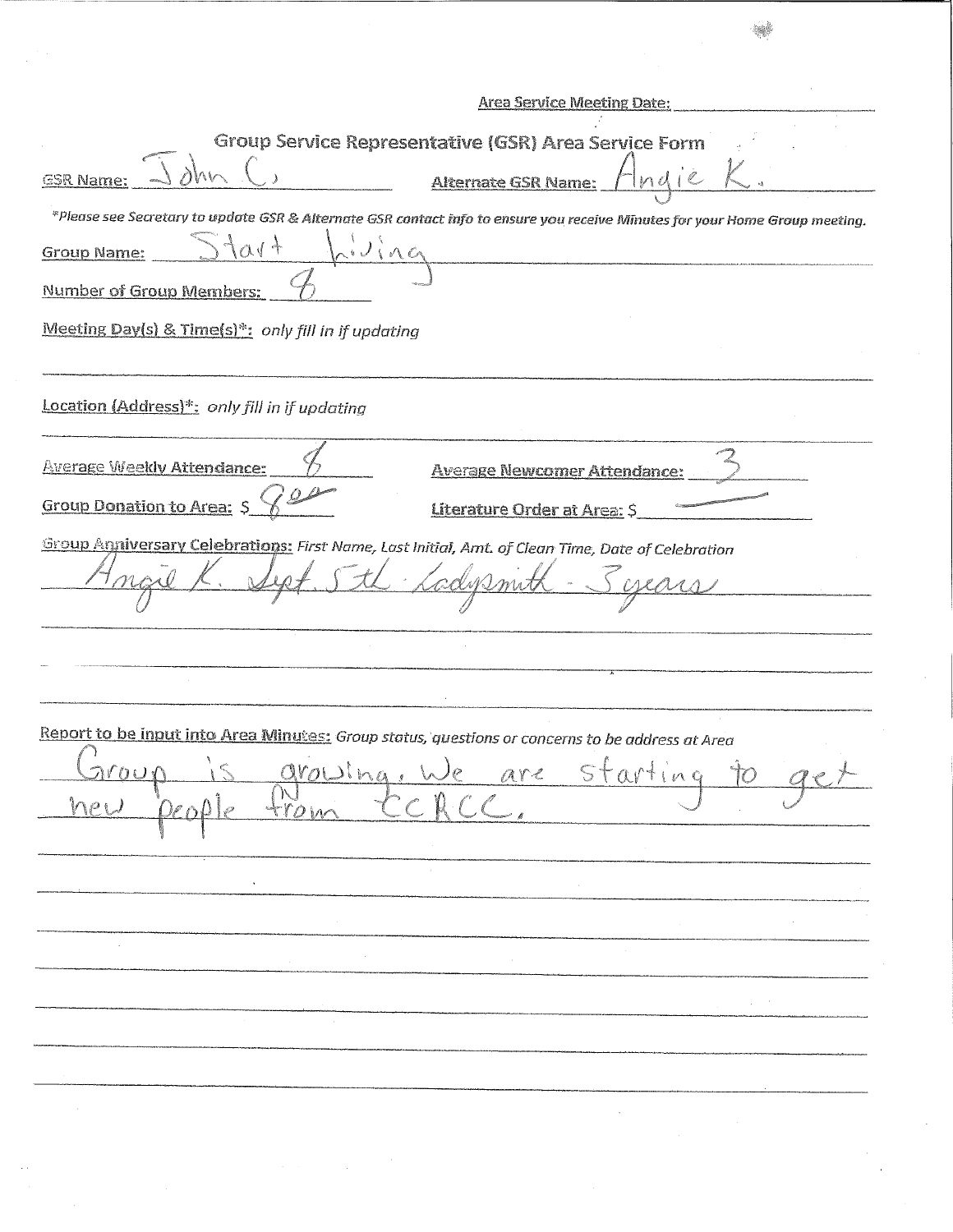Area Service Meeting Date: ______________

## Group Service Representative (GSR) Area Service Form

**GSR Name:** John C. **Alternate GSR Name:** Angie K.

*\*Please see Secretary to update GSR & Alternate GSR contact info to ensure you receive Minutes for your Home Group meeting.*

**Group Name:** Start Living

**Number of Group Members:** 8

**Meeting Day(s) & Time(s)\*:** *only fill in if updating*

**Location (Address)\*:** *only fill in if updating*

**Average Weekly Attendance:** 8 **Average Newcomer Attendance:** 3

**Group Donation to Area:** $ 8.00 **Literature Order at Area:** $ ——

**Group Anniversary Celebrations:** *First Name, Last Initial, Amt. of Clean Time, Date of Celebration*

Angie K. Sept. 5th Ladysmith - 3 years

**Report to be input into Area Minutes:** *Group status, questions or concerns to be address at Area*

Group is growing. We are starting to get new people from CCRCC.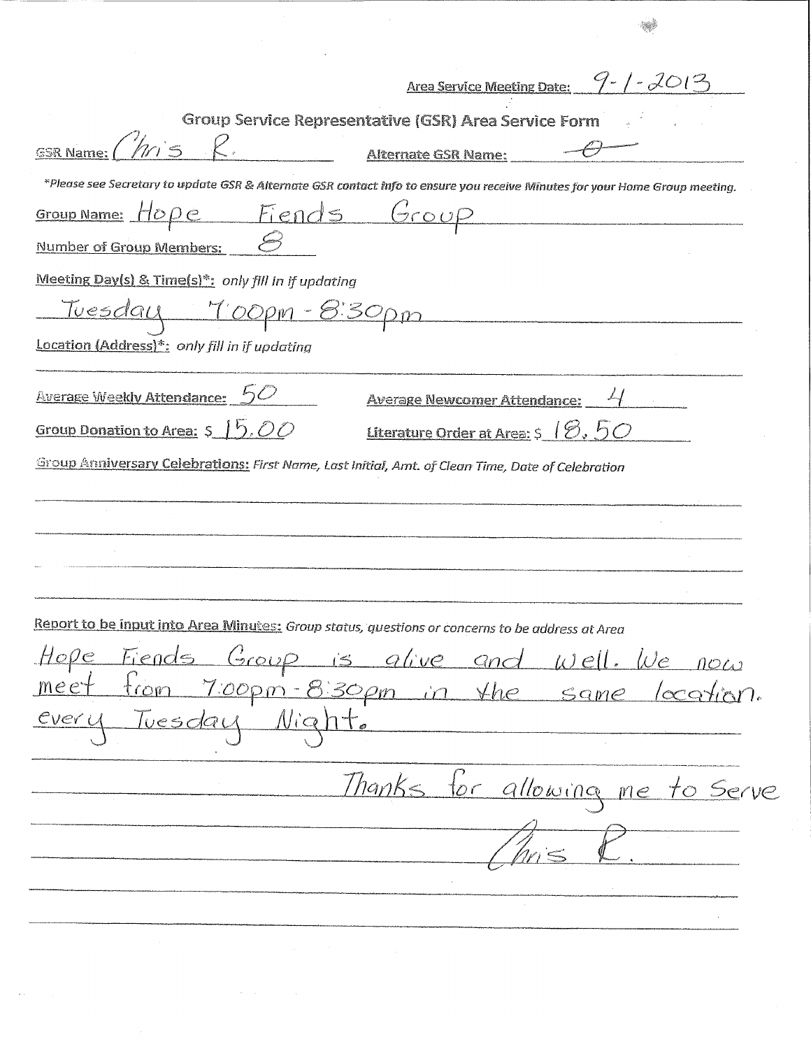Area Service Meeting Date: 9-1-2013

## Group Service Representative (GSR) Area Service Form

**GSR Name:** Chris R.  **Alternate GSR Name:** -0-

*\*Please see Secretary to update GSR & Alternate GSR contact info to ensure you receive Minutes for your Home Group meeting.*

**Group Name:** Hope Fiends Group

**Number of Group Members:** 8

**Meeting Day(s) & Time(s)\*:** *only fill in if updating*

Tuesday 7:00pm - 8:30pm

**Location (Address)\*:** *only fill in if updating*

**Average Weekly Attendance:** 50  **Average Newcomer Attendance:** 4

**Group Donation to Area:** $ 15.00  **Literature Order at Area:** $ 18.50

**Group Anniversary Celebrations:** *First Name, Last Initial, Amt. of Clean Time, Date of Celebration*

**Report to be input into Area Minutes:** *Group status, questions or concerns to be address at Area*

Hope Fiends Group is alive and well. We now meet from 7:00pm - 8:30pm in the same location. every Tuesday Night.

Thanks for allowing me to Serve

Chris R.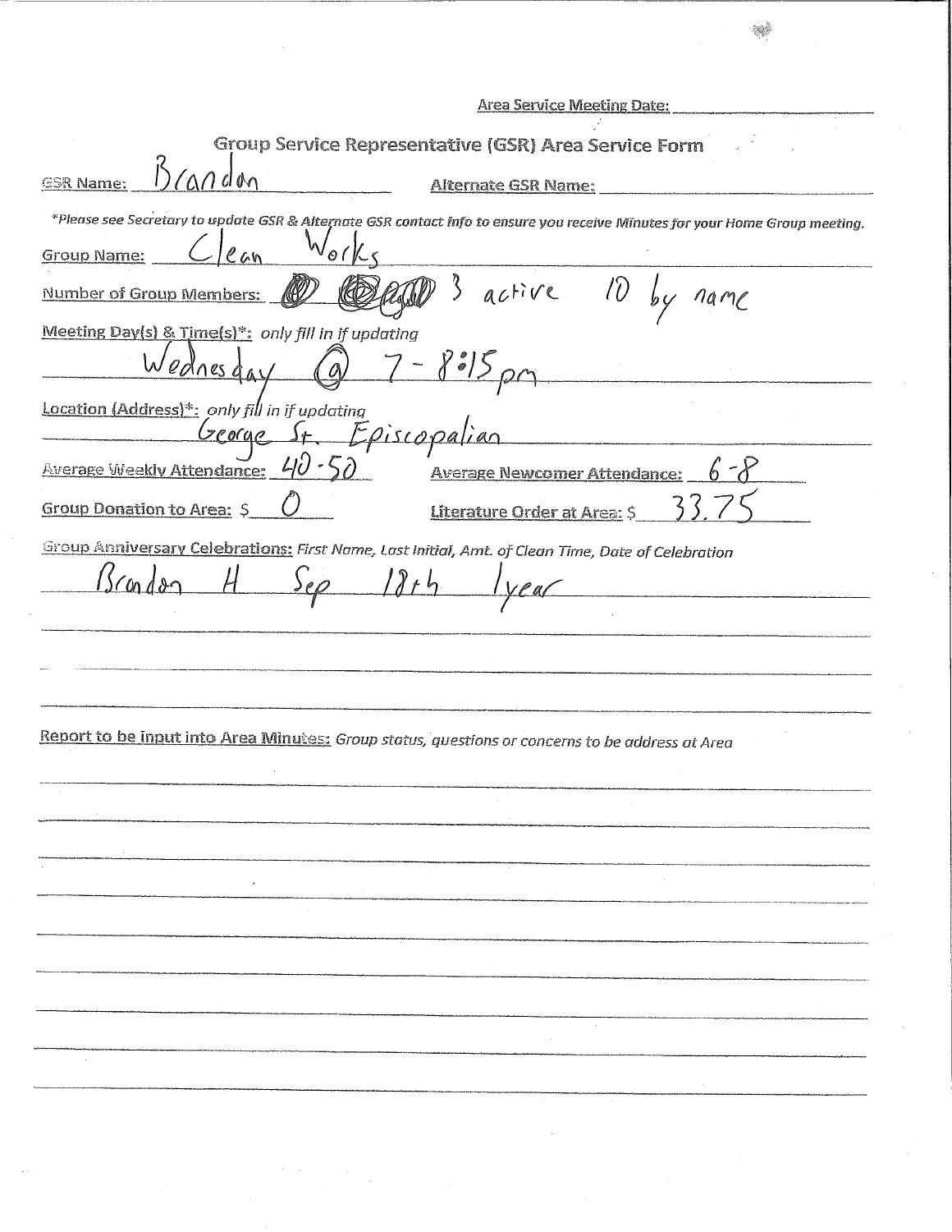Area Service Meeting Date: ______

## Group Service Representative (GSR) Area Service Form

**GSR Name:** Brandon **Alternate GSR Name:** ______

*\*Please see Secretary to update GSR & Alternate GSR contact info to ensure you receive Minutes for your Home Group meeting.*

**Group Name:** Clean Works

**Number of Group Members:** 3 active 10 by name

**Meeting Day(s) & Time(s)\*:** *only fill in if updating*

Wednesday @ 7 - 8:15pm

**Location (Address)\*:** *only fill in if updating*

George St. Episcopalian

**Average Weekly Attendance:** 40-50 **Average Newcomer Attendance:** 6-8

**Group Donation to Area:** $ 0 **Literature Order at Area:** $ 33.75

**Group Anniversary Celebrations:** *First Name, Last Initial, Amt. of Clean Time, Date of Celebration*

Brandon H Sep 18th 1year

**Report to be input into Area Minutes:** *Group status, questions or concerns to be address at Area*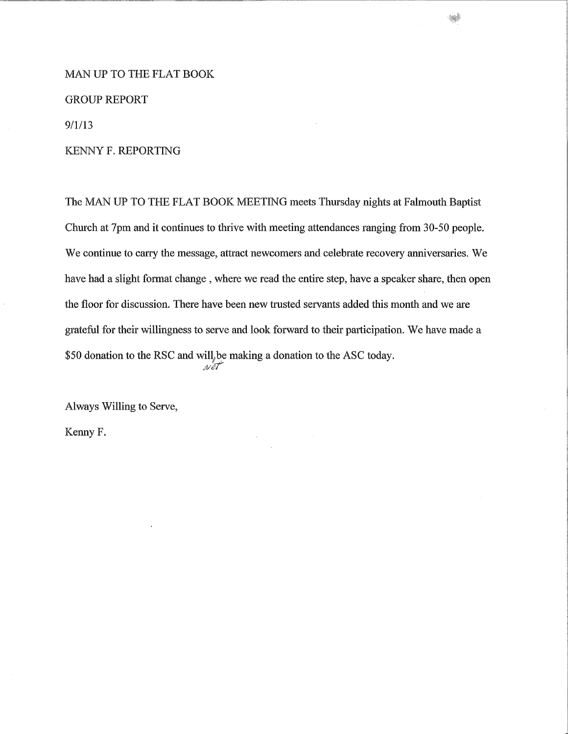MAN UP TO THE FLAT BOOK

GROUP REPORT

9/1/13

KENNY F. REPORTING

The MAN UP TO THE FLAT BOOK MEETING meets Thursday nights at Falmouth Baptist Church at 7pm and it continues to thrive with meeting attendances ranging from 30-50 people. We continue to carry the message, attract newcomers and celebrate recovery anniversaries. We have had a slight format change , where we read the entire step, have a speaker share, then open the floor for discussion. There have been new trusted servants added this month and we are grateful for their willingness to serve and look forward to their participation. We have made a $50 donation to the RSC and will *not* be making a donation to the ASC today.

Always Willing to Serve,

Kenny F.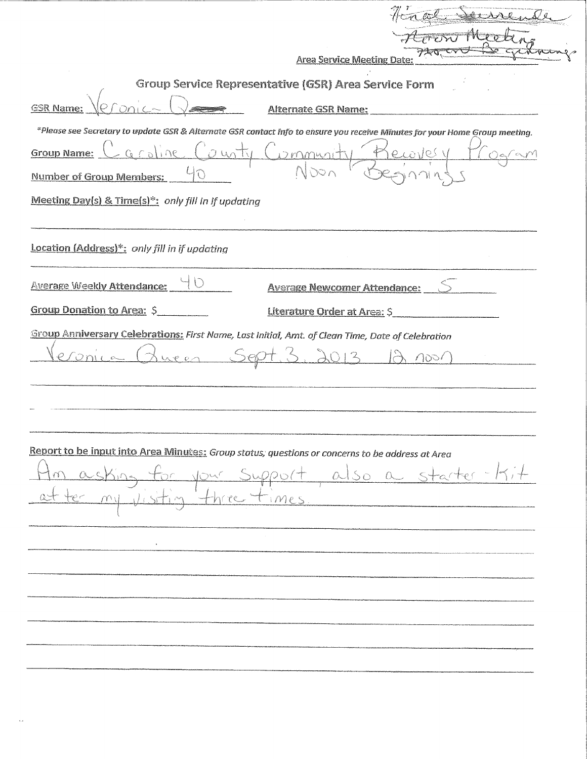Area Service Meeting Date: Final Surrender Noon Meeting Noon Beginnings

## Group Service Representative (GSR) Area Service Form

**GSR Name:** Veronica Q

**Alternate GSR Name:**

*\*Please see Secretary to update GSR & Alternate GSR contact info to ensure you receive Minutes for your Home Group meeting.*

**Group Name:** Caroline County Community Recovery Program Noon Beginnings

**Number of Group Members:** 40

**Meeting Day(s) & Time(s)\*:** *only fill in if updating*

**Location (Address)\*:** *only fill in if updating*

**Average Weekly Attendance:** 40

**Average Newcomer Attendance:** 5

**Group Donation to Area:** $

**Literature Order at Area:** $

**Group Anniversary Celebrations:** *First Name, Last Initial, Amt. of Clean Time, Date of Celebration*

Veronica Queen Sept. 3, 2013 12 noon

**Report to be input into Area Minutes:** *Group status, questions or concerns to be address at Area*

Am asking for your support, also a starter-kit after my visiting three times.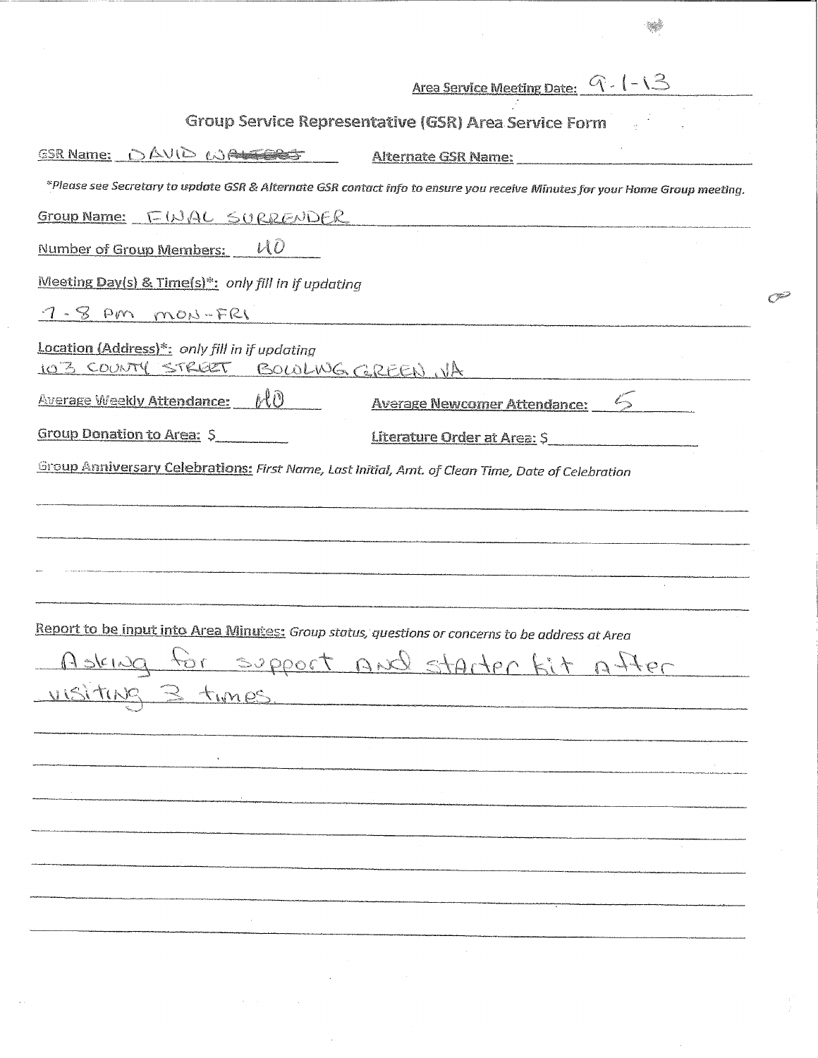Area Service Meeting Date: 9-1-13

# Group Service Representative (GSR) Area Service Form

**GSR Name:** DAVID ~~WALTERS~~ **Alternate GSR Name:**

*\*Please see Secretary to update GSR & Alternate GSR contact info to ensure you receive Minutes for your Home Group meeting.*

**Group Name:** FINAL SURRENDER

**Number of Group Members:** 40

**Meeting Day(s) & Time(s)\*:** *only fill in if updating*

7-8 PM MON-FRI

**Location (Address)\*:** *only fill in if updating*

103 COUNTY STREET BOWLING GREEN, VA

**Average Weekly Attendance:** 40 **Average Newcomer Attendance:** 5

**Group Donation to Area:** $ **Literature Order at Area:** $

**Group Anniversary Celebrations:** *First Name, Last Initial, Amt. of Clean Time, Date of Celebration*

**Report to be input into Area Minutes:** *Group status, questions or concerns to be address at Area*

Asking for support and starter kit after visiting 3 times.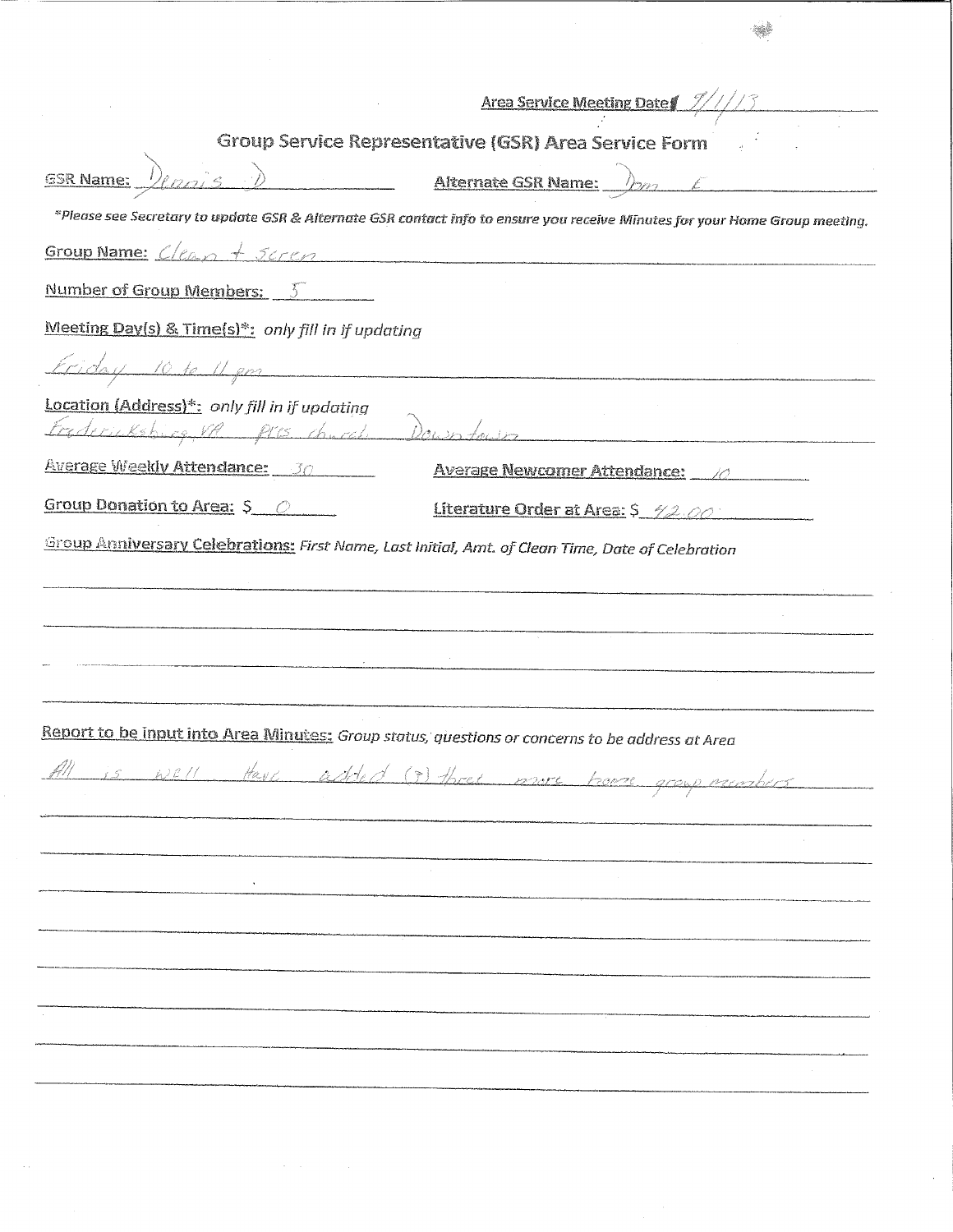**Area Service Meeting Date:** 9/1/13

## Group Service Representative (GSR) Area Service Form

**GSR Name:** Dennis D **Alternate GSR Name:** Dom E

*\*Please see Secretary to update GSR & Alternate GSR contact info to ensure you receive Minutes for your Home Group meeting.*

**Group Name:** Clean + Seren

**Number of Group Members:** 5

**Meeting Day(s) & Time(s)\*:** *only fill in if updating*

Friday 10 to 11 pm

**Location (Address)\*:** *only fill in if updating*

Fredericksburg, VA pres. church Downtown

**Average Weekly Attendance:** 30 **Average Newcomer Attendance:** 10

**Group Donation to Area:** $ 0 **Literature Order at Area:** $ 42.00

**Group Anniversary Celebrations:** *First Name, Last Initial, Amt. of Clean Time, Date of Celebration*

**Report to be input into Area Minutes:** *Group status, questions or concerns to be address at Area*

All is well Have added (3) three more home group members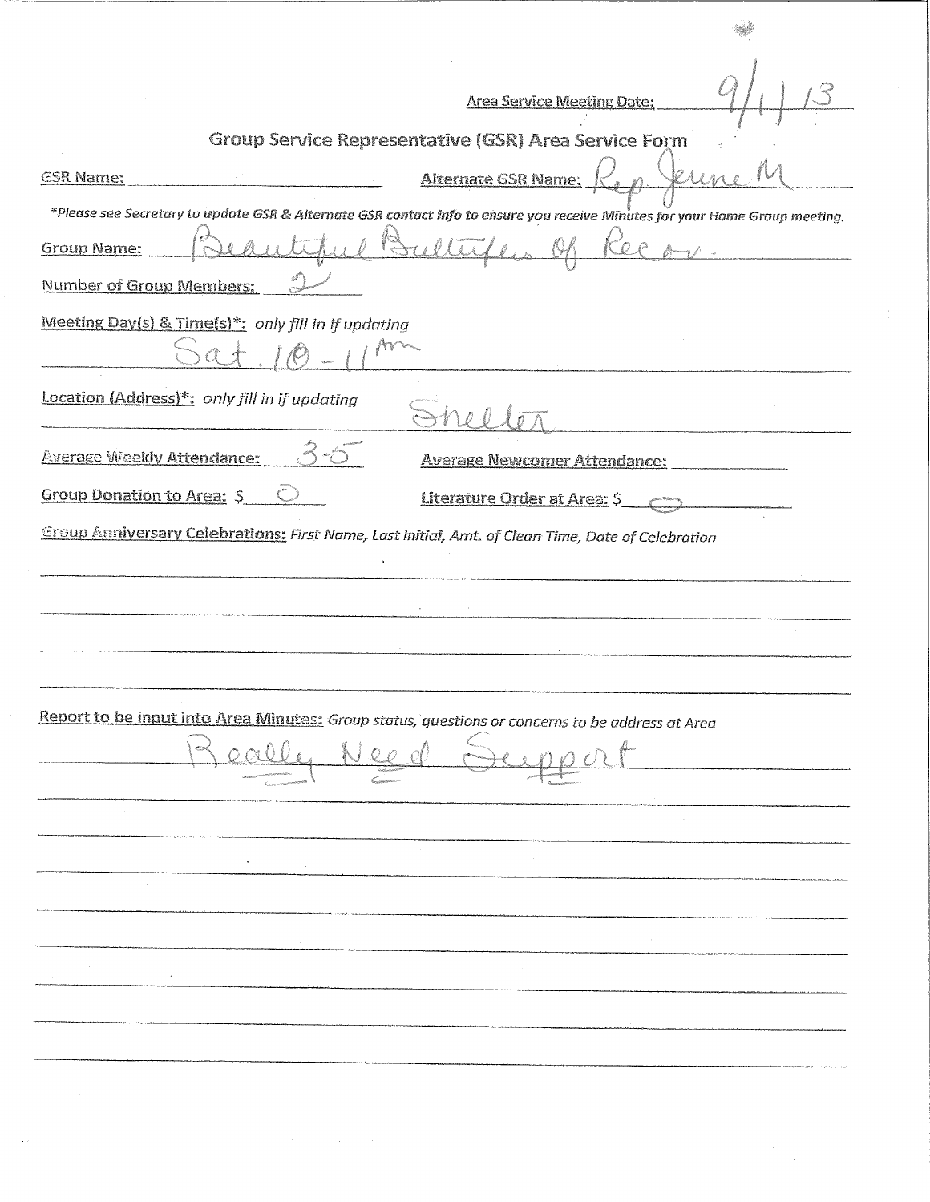Area Service Meeting Date: 9/1/13

# Group Service Representative (GSR) Area Service Form

**GSR Name:** ______________________ **Alternate GSR Name:** Rep. Jenne M

*\*Please see Secretary to update GSR & Alternate GSR contact info to ensure you receive Minutes for your Home Group meeting.*

**Group Name:** Beautiful Butterflies Of Recov.

**Number of Group Members:** 2

**Meeting Day(s) & Time(s)\*:** *only fill in if updating*

Sat. 10 - 11 Am

**Location (Address)\*:** *only fill in if updating* Shelter

**Average Weekly Attendance:** 3-5 **Average Newcomer Attendance:** ______

**Group Donation to Area:** $ 0 **Literature Order at Area:** $ 0

**Group Anniversary Celebrations:** *First Name, Last Initial, Amt. of Clean Time, Date of Celebration*

**Report to be input into Area Minutes:** *Group status, questions or concerns to be address at Area*

Really Need Support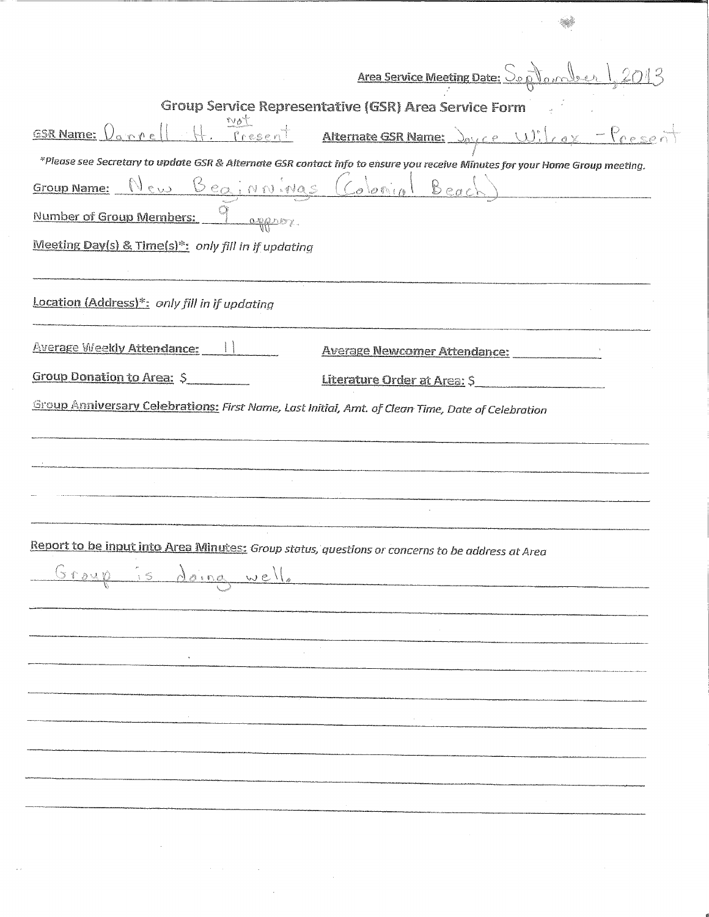Area Service Meeting Date: September 1, 2013

## Group Service Representative (GSR) Area Service Form

GSR Name: Darrell H. not Present Alternate GSR Name: Joyce Wilcox - Present

*\*Please see Secretary to update GSR & Alternate GSR contact info to ensure you receive Minutes for your Home Group meeting.*

Group Name: New Beginnings (Colonial Beach)

Number of Group Members: 9 approx.

Meeting Day(s) & Time(s)\*: *only fill in if updating*

Location (Address)\*: *only fill in if updating*

Average Weekly Attendance: 11 Average Newcomer Attendance: \_\_\_\_\_\_\_\_

Group Donation to Area: $\_\_\_\_\_\_\_\_ Literature Order at Area: $\_\_\_\_\_\_\_\_

Group Anniversary Celebrations: *First Name, Last Initial, Amt. of Clean Time, Date of Celebration*

Report to be input into Area Minutes: *Group status, questions or concerns to be address at Area*

Group is doing well.